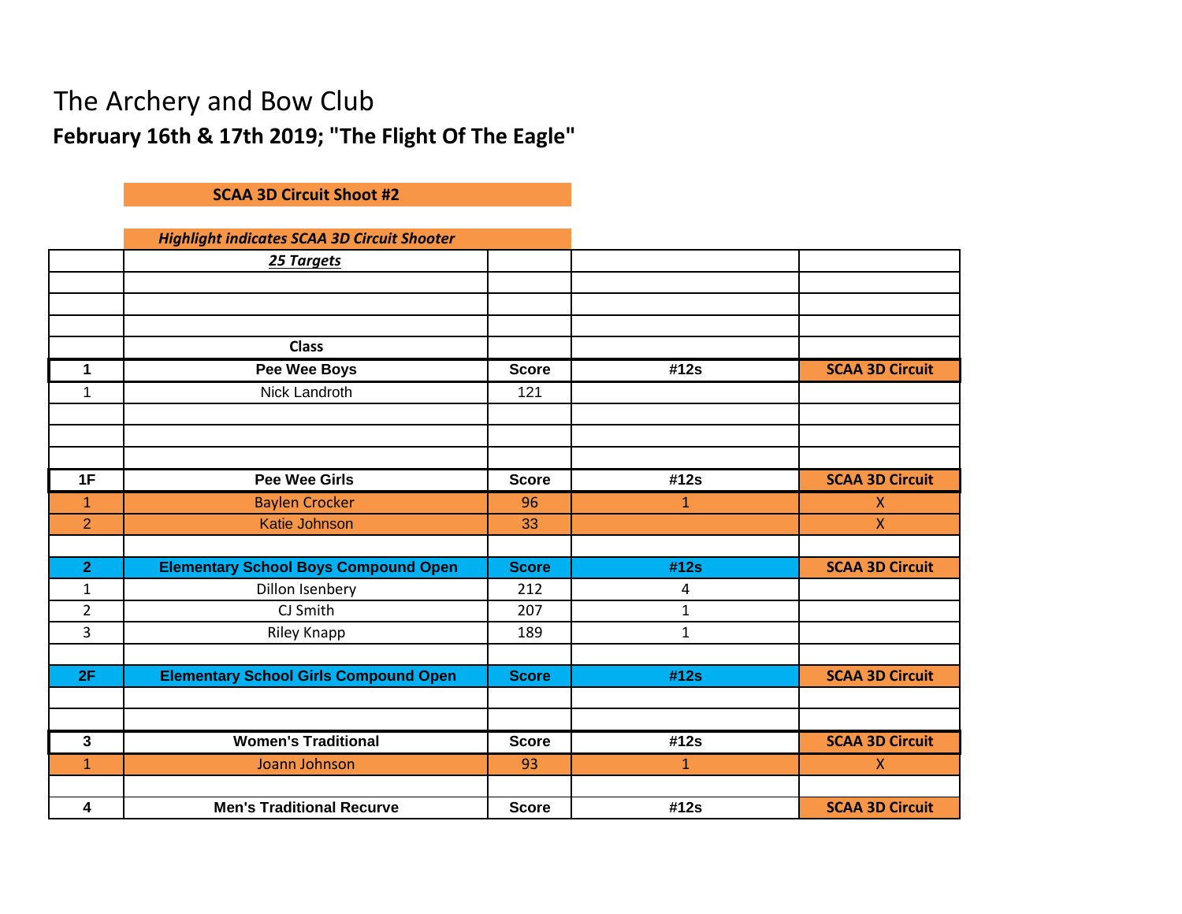The Archery and Bow Club

**February 16th & 17th 2019; "The Flight Of The Eagle"**

**SCAA 3D Circuit Shoot #2**

***Highlight indicates SCAA 3D Circuit Shooter***

| | ***25 Targets*** | | | |
|---|---|---|---|---|
| | | | | |
| | | | | |
| | | | | |
| | **Class** | | | |
| **1** | **Pee Wee Boys** | **Score** | **#12s** | **SCAA 3D Circuit** |
| 1 | Nick Landroth | 121 | | |
| | | | | |
| | | | | |
| | | | | |
| **1F** | **Pee Wee Girls** | **Score** | **#12s** | **SCAA 3D Circuit** |
| 1 | Baylen Crocker | 96 | 1 | X |
| 2 | Katie Johnson | 33 | | X |
| | | | | |
| **2** | **Elementary School Boys Compound Open** | **Score** | **#12s** | **SCAA 3D Circuit** |
| 1 | Dillon Isenbery | 212 | 4 | |
| 2 | CJ Smith | 207 | 1 | |
| 3 | Riley Knapp | 189 | 1 | |
| | | | | |
| **2F** | **Elementary School Girls Compound Open** | **Score** | **#12s** | **SCAA 3D Circuit** |
| | | | | |
| | | | | |
| **3** | **Women's Traditional** | **Score** | **#12s** | **SCAA 3D Circuit** |
| 1 | Joann Johnson | 93 | 1 | X |
| | | | | |
| **4** | **Men's Traditional Recurve** | **Score** | **#12s** | **SCAA 3D Circuit** |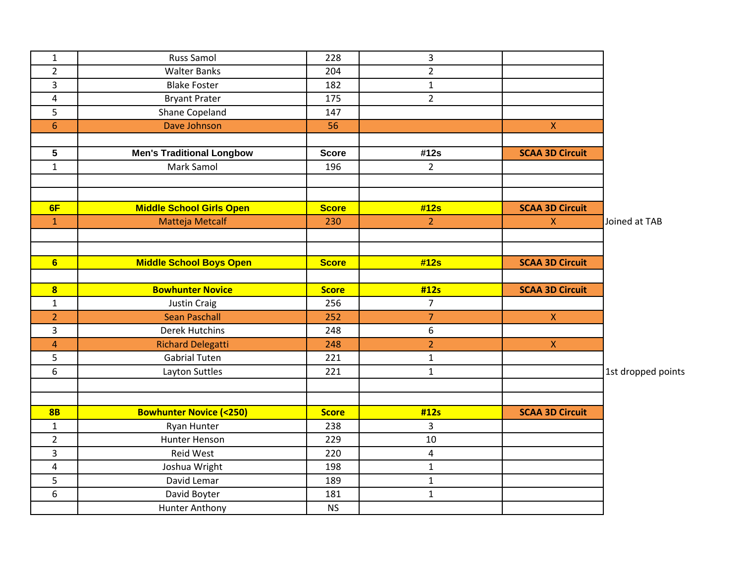| | | | | | |
|---|---|---|---|---|---|
| 1 | Russ Samol | 228 | 3 | | |
| 2 | Walter Banks | 204 | 2 | | |
| 3 | Blake Foster | 182 | 1 | | |
| 4 | Bryant Prater | 175 | 2 | | |
| 5 | Shane Copeland | 147 | | | |
| 6 | Dave Johnson | 56 | | X | |
| | | | | | |
| **5** | **Men's Traditional Longbow** | **Score** | **#12s** | **SCAA 3D Circuit** | |
| 1 | Mark Samol | 196 | 2 | | |
| | | | | | |
| | | | | | |
| **6F** | **Middle School Girls Open** | **Score** | **#12s** | **SCAA 3D Circuit** | |
| 1 | Matteja Metcalf | 230 | 2 | X | Joined at TAB |
| | | | | | |
| | | | | | |
| **6** | **Middle School Boys Open** | **Score** | **#12s** | **SCAA 3D Circuit** | |
| | | | | | |
| **8** | **Bowhunter Novice** | **Score** | **#12s** | **SCAA 3D Circuit** | |
| 1 | Justin Craig | 256 | 7 | | |
| 2 | Sean Paschall | 252 | 7 | X | |
| 3 | Derek Hutchins | 248 | 6 | | |
| 4 | Richard Delegatti | 248 | 2 | X | |
| 5 | Gabrial Tuten | 221 | 1 | | |
| 6 | Layton Suttles | 221 | 1 | | 1st dropped points |
| | | | | | |
| | | | | | |
| **8B** | **Bowhunter Novice (<250)** | **Score** | **#12s** | **SCAA 3D Circuit** | |
| 1 | Ryan Hunter | 238 | 3 | | |
| 2 | Hunter Henson | 229 | 10 | | |
| 3 | Reid West | 220 | 4 | | |
| 4 | Joshua Wright | 198 | 1 | | |
| 5 | David Lemar | 189 | 1 | | |
| 6 | David Boyter | 181 | 1 | | |
| | Hunter Anthony | NS | | | |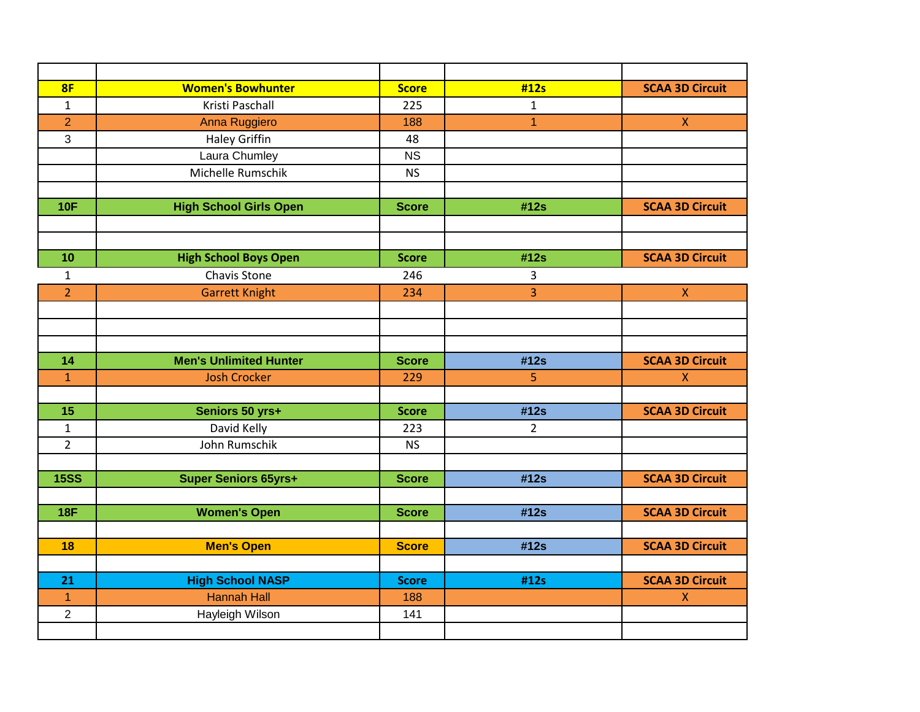| | | | | |
|---|---|---|---|---|
| **8F** | **Women's Bowhunter** | **Score** | **#12s** | **SCAA 3D Circuit** |
| 1 | Kristi Paschall | 225 | 1 | |
| 2 | Anna Ruggiero | 188 | 1 | X |
| 3 | Haley Griffin | 48 | | |
| | Laura Chumley | NS | | |
| | Michelle Rumschik | NS | | |
| | | | | |
| **10F** | **High School Girls Open** | **Score** | **#12s** | **SCAA 3D Circuit** |
| | | | | |
| | | | | |
| **10** | **High School Boys Open** | **Score** | **#12s** | **SCAA 3D Circuit** |
| 1 | Chavis Stone | 246 | 3 | |
| 2 | Garrett Knight | 234 | 3 | X |
| | | | | |
| | | | | |
| | | | | |
| **14** | **Men's Unlimited Hunter** | **Score** | **#12s** | **SCAA 3D Circuit** |
| 1 | Josh Crocker | 229 | 5 | X |
| | | | | |
| **15** | **Seniors 50 yrs+** | **Score** | **#12s** | **SCAA 3D Circuit** |
| 1 | David Kelly | 223 | 2 | |
| 2 | John Rumschik | NS | | |
| | | | | |
| **15SS** | **Super Seniors 65yrs+** | **Score** | **#12s** | **SCAA 3D Circuit** |
| | | | | |
| **18F** | **Women's Open** | **Score** | **#12s** | **SCAA 3D Circuit** |
| | | | | |
| **18** | **Men's Open** | **Score** | **#12s** | **SCAA 3D Circuit** |
| | | | | |
| **21** | **High School NASP** | **Score** | **#12s** | **SCAA 3D Circuit** |
| 1 | Hannah Hall | 188 | | X |
| 2 | Hayleigh Wilson | 141 | | |
| | | | | |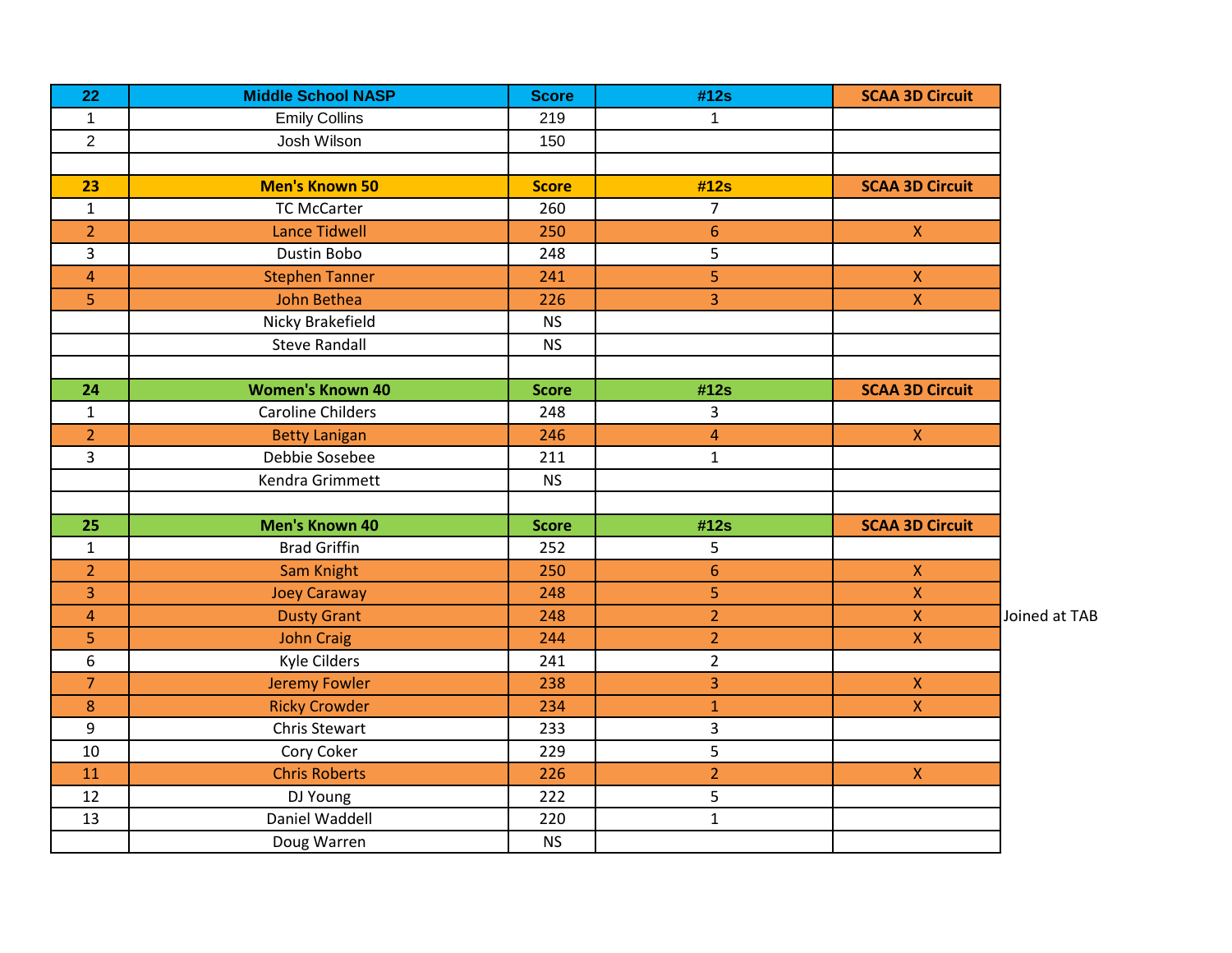| 22 | Middle School NASP | Score | #12s | SCAA 3D Circuit |
|---|---|---|---|---|
| 1 | Emily Collins | 219 | 1 | |
| 2 | Josh Wilson | 150 | | |

| 23 | Men's Known 50 | Score | #12s | SCAA 3D Circuit |
|---|---|---|---|---|
| 1 | TC McCarter | 260 | 7 | |
| 2 | Lance Tidwell | 250 | 6 | X |
| 3 | Dustin Bobo | 248 | 5 | |
| 4 | Stephen Tanner | 241 | 5 | X |
| 5 | John Bethea | 226 | 3 | X |
| | Nicky Brakefield | NS | | |
| | Steve Randall | NS | | |

| 24 | Women's Known 40 | Score | #12s | SCAA 3D Circuit |
|---|---|---|---|---|
| 1 | Caroline Childers | 248 | 3 | |
| 2 | Betty Lanigan | 246 | 4 | X |
| 3 | Debbie Sosebee | 211 | 1 | |
| | Kendra Grimmett | NS | | |

| 25 | Men's Known 40 | Score | #12s | SCAA 3D Circuit | |
|---|---|---|---|---|---|
| 1 | Brad Griffin | 252 | 5 | | |
| 2 | Sam Knight | 250 | 6 | X | |
| 3 | Joey Caraway | 248 | 5 | X | |
| 4 | Dusty Grant | 248 | 2 | X | Joined at TAB |
| 5 | John Craig | 244 | 2 | X | |
| 6 | Kyle Cilders | 241 | 2 | | |
| 7 | Jeremy Fowler | 238 | 3 | X | |
| 8 | Ricky Crowder | 234 | 1 | X | |
| 9 | Chris Stewart | 233 | 3 | | |
| 10 | Cory Coker | 229 | 5 | | |
| 11 | Chris Roberts | 226 | 2 | X | |
| 12 | DJ Young | 222 | 5 | | |
| 13 | Daniel Waddell | 220 | 1 | | |
| | Doug Warren | NS | | | |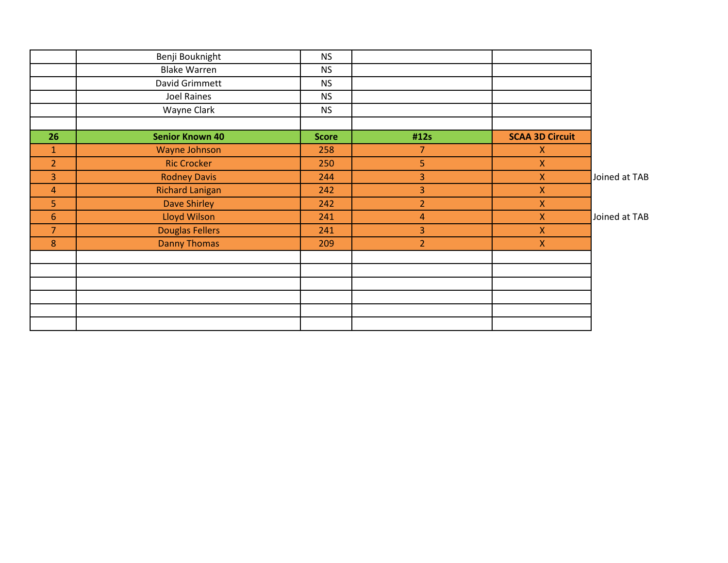| | | | | | |
|---|---|---|---|---|---|
| | Benji Bouknight | NS | | | |
| | Blake Warren | NS | | | |
| | David Grimmett | NS | | | |
| | Joel Raines | NS | | | |
| | Wayne Clark | NS | | | |
| | | | | | |
| **26** | **Senior Known 40** | **Score** | **#12s** | **SCAA 3D Circuit** | |
| 1 | Wayne Johnson | 258 | 7 | X | |
| 2 | Ric Crocker | 250 | 5 | X | |
| 3 | Rodney Davis | 244 | 3 | X | Joined at TAB |
| 4 | Richard Lanigan | 242 | 3 | X | |
| 5 | Dave Shirley | 242 | 2 | X | |
| 6 | Lloyd Wilson | 241 | 4 | X | Joined at TAB |
| 7 | Douglas Fellers | 241 | 3 | X | |
| 8 | Danny Thomas | 209 | 2 | X | |
| | | | | | |
| | | | | | |
| | | | | | |
| | | | | | |
| | | | | | |
| | | | | | |